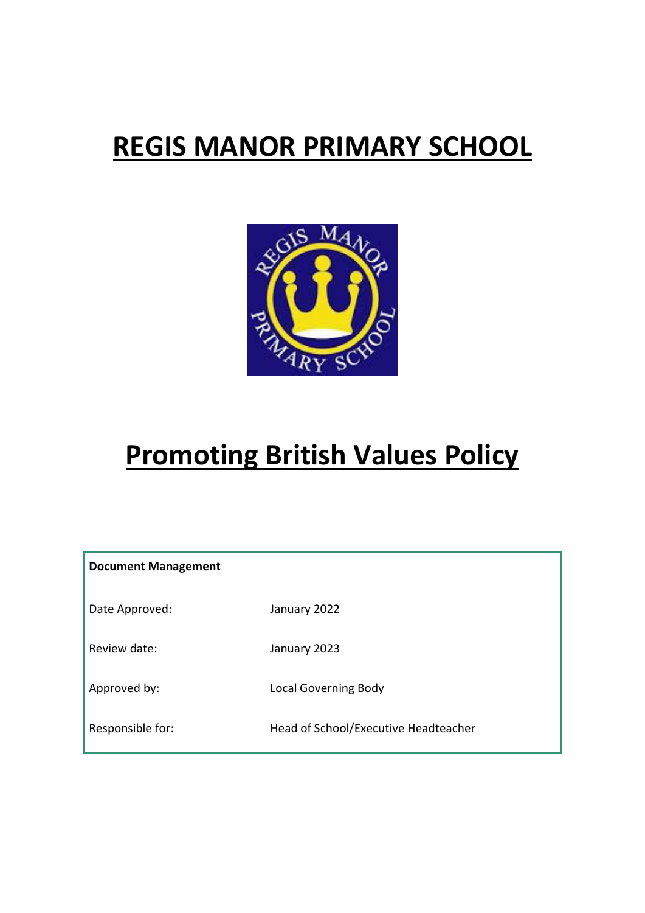# REGIS MANOR PRIMARY SCHOOL

# Promoting British Values Policy

| **Document Management** | |
|---|---|
| Date Approved: | January 2022 |
| Review date: | January 2023 |
| Approved by: | Local Governing Body |
| Responsible for: | Head of School/Executive Headteacher |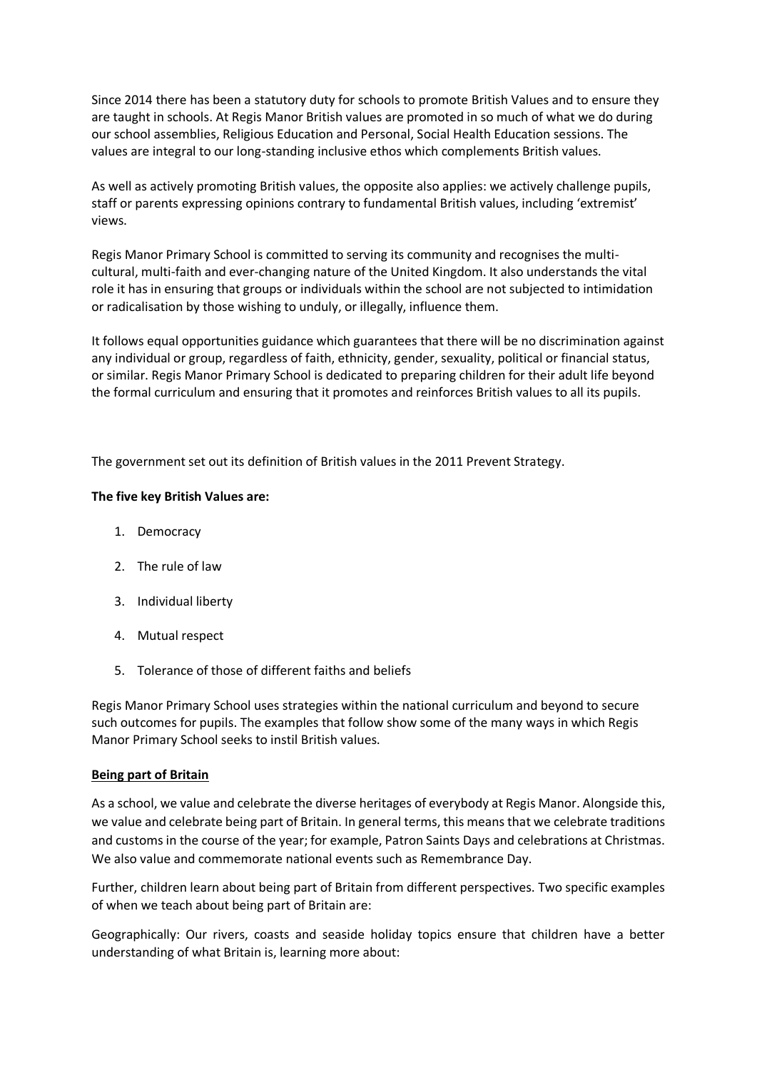Since 2014 there has been a statutory duty for schools to promote British Values and to ensure they are taught in schools. At Regis Manor British values are promoted in so much of what we do during our school assemblies, Religious Education and Personal, Social Health Education sessions. The values are integral to our long-standing inclusive ethos which complements British values.

As well as actively promoting British values, the opposite also applies: we actively challenge pupils, staff or parents expressing opinions contrary to fundamental British values, including 'extremist' views.

Regis Manor Primary School is committed to serving its community and recognises the multi-cultural, multi-faith and ever-changing nature of the United Kingdom. It also understands the vital role it has in ensuring that groups or individuals within the school are not subjected to intimidation or radicalisation by those wishing to unduly, or illegally, influence them.

It follows equal opportunities guidance which guarantees that there will be no discrimination against any individual or group, regardless of faith, ethnicity, gender, sexuality, political or financial status, or similar. Regis Manor Primary School is dedicated to preparing children for their adult life beyond the formal curriculum and ensuring that it promotes and reinforces British values to all its pupils.

The government set out its definition of British values in the 2011 Prevent Strategy.

**The five key British Values are:**

1. Democracy
2. The rule of law
3. Individual liberty
4. Mutual respect
5. Tolerance of those of different faiths and beliefs

Regis Manor Primary School uses strategies within the national curriculum and beyond to secure such outcomes for pupils. The examples that follow show some of the many ways in which Regis Manor Primary School seeks to instil British values.

**Being part of Britain**

As a school, we value and celebrate the diverse heritages of everybody at Regis Manor. Alongside this, we value and celebrate being part of Britain. In general terms, this means that we celebrate traditions and customs in the course of the year; for example, Patron Saints Days and celebrations at Christmas. We also value and commemorate national events such as Remembrance Day.

Further, children learn about being part of Britain from different perspectives. Two specific examples of when we teach about being part of Britain are:

Geographically: Our rivers, coasts and seaside holiday topics ensure that children have a better understanding of what Britain is, learning more about: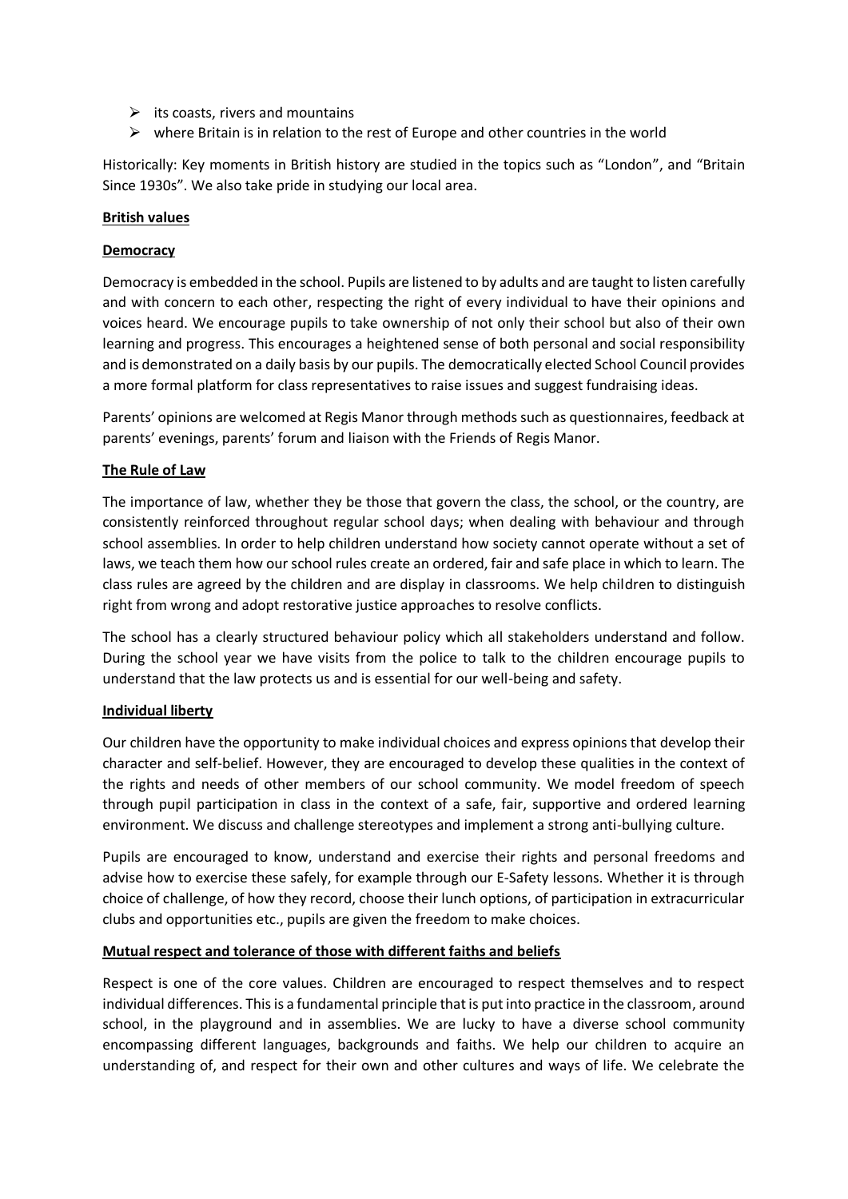- its coasts, rivers and mountains
- where Britain is in relation to the rest of Europe and other countries in the world

Historically: Key moments in British history are studied in the topics such as "London", and "Britain Since 1930s". We also take pride in studying our local area.

**British values**

**Democracy**

Democracy is embedded in the school. Pupils are listened to by adults and are taught to listen carefully and with concern to each other, respecting the right of every individual to have their opinions and voices heard. We encourage pupils to take ownership of not only their school but also of their own learning and progress. This encourages a heightened sense of both personal and social responsibility and is demonstrated on a daily basis by our pupils. The democratically elected School Council provides a more formal platform for class representatives to raise issues and suggest fundraising ideas.

Parents' opinions are welcomed at Regis Manor through methods such as questionnaires, feedback at parents' evenings, parents' forum and liaison with the Friends of Regis Manor.

**The Rule of Law**

The importance of law, whether they be those that govern the class, the school, or the country, are consistently reinforced throughout regular school days; when dealing with behaviour and through school assemblies. In order to help children understand how society cannot operate without a set of laws, we teach them how our school rules create an ordered, fair and safe place in which to learn. The class rules are agreed by the children and are display in classrooms. We help children to distinguish right from wrong and adopt restorative justice approaches to resolve conflicts.

The school has a clearly structured behaviour policy which all stakeholders understand and follow. During the school year we have visits from the police to talk to the children encourage pupils to understand that the law protects us and is essential for our well-being and safety.

**Individual liberty**

Our children have the opportunity to make individual choices and express opinions that develop their character and self-belief. However, they are encouraged to develop these qualities in the context of the rights and needs of other members of our school community. We model freedom of speech through pupil participation in class in the context of a safe, fair, supportive and ordered learning environment. We discuss and challenge stereotypes and implement a strong anti-bullying culture.

Pupils are encouraged to know, understand and exercise their rights and personal freedoms and advise how to exercise these safely, for example through our E-Safety lessons. Whether it is through choice of challenge, of how they record, choose their lunch options, of participation in extracurricular clubs and opportunities etc., pupils are given the freedom to make choices.

**Mutual respect and tolerance of those with different faiths and beliefs**

Respect is one of the core values. Children are encouraged to respect themselves and to respect individual differences. This is a fundamental principle that is put into practice in the classroom, around school, in the playground and in assemblies. We are lucky to have a diverse school community encompassing different languages, backgrounds and faiths. We help our children to acquire an understanding of, and respect for their own and other cultures and ways of life. We celebrate the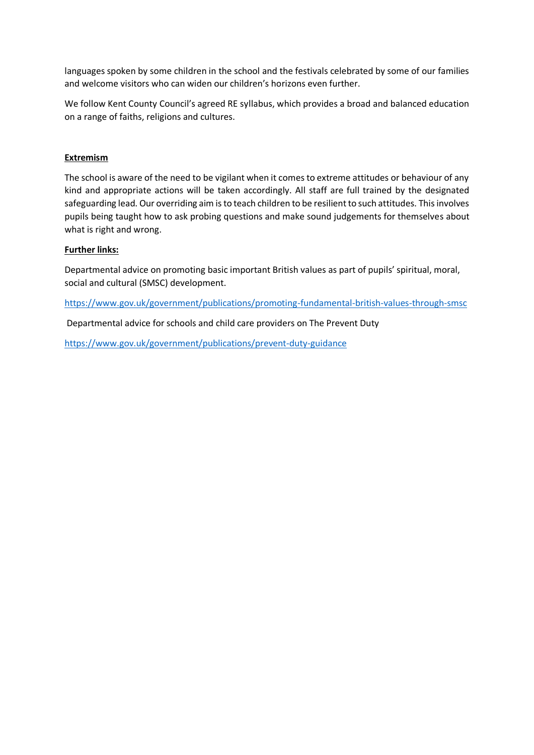languages spoken by some children in the school and the festivals celebrated by some of our families and welcome visitors who can widen our children's horizons even further.

We follow Kent County Council's agreed RE syllabus, which provides a broad and balanced education on a range of faiths, religions and cultures.

**Extremism**

The school is aware of the need to be vigilant when it comes to extreme attitudes or behaviour of any kind and appropriate actions will be taken accordingly. All staff are full trained by the designated safeguarding lead. Our overriding aim is to teach children to be resilient to such attitudes. This involves pupils being taught how to ask probing questions and make sound judgements for themselves about what is right and wrong.

**Further links:**

Departmental advice on promoting basic important British values as part of pupils' spiritual, moral, social and cultural (SMSC) development.

https://www.gov.uk/government/publications/promoting-fundamental-british-values-through-smsc

Departmental advice for schools and child care providers on The Prevent Duty

https://www.gov.uk/government/publications/prevent-duty-guidance